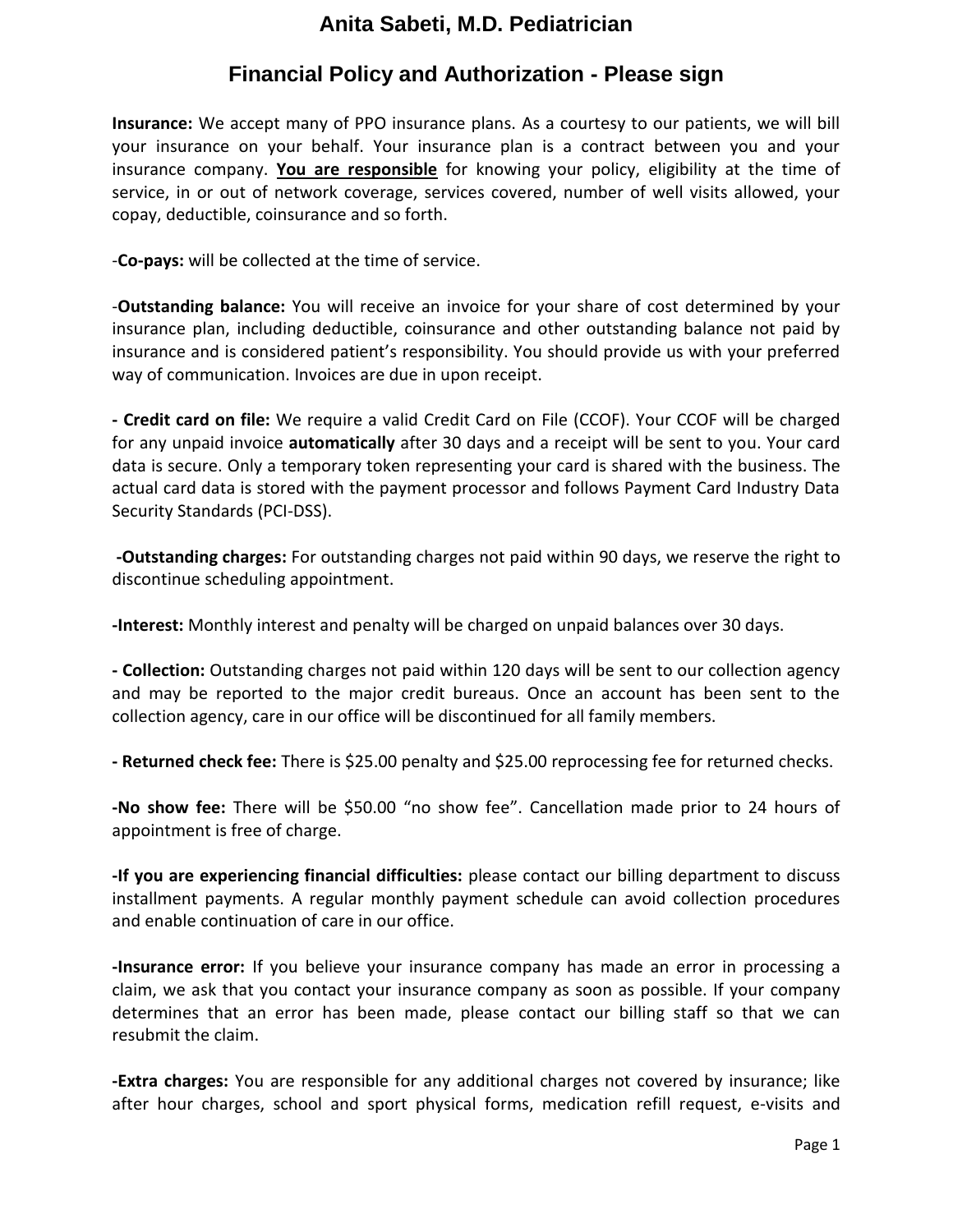# Anita Sabeti, M.D. Pediatrician

## Financial Policy and Authorization - Please sign

**Insurance:** We accept many of PPO insurance plans. As a courtesy to our patients, we will bill your insurance on your behalf. Your insurance plan is a contract between you and your insurance company. **You are responsible** for knowing your policy, eligibility at the time of service, in or out of network coverage, services covered, number of well visits allowed, your copay, deductible, coinsurance and so forth.

-**Co-pays:** will be collected at the time of service.

-**Outstanding balance:** You will receive an invoice for your share of cost determined by your insurance plan, including deductible, coinsurance and other outstanding balance not paid by insurance and is considered patient's responsibility. You should provide us with your preferred way of communication. Invoices are due in upon receipt.

**- Credit card on file:** We require a valid Credit Card on File (CCOF). Your CCOF will be charged for any unpaid invoice **automatically** after 30 days and a receipt will be sent to you. Your card data is secure. Only a temporary token representing your card is shared with the business. The actual card data is stored with the payment processor and follows Payment Card Industry Data Security Standards (PCI-DSS).

**-Outstanding charges:** For outstanding charges not paid within 90 days, we reserve the right to discontinue scheduling appointment.

**-Interest:** Monthly interest and penalty will be charged on unpaid balances over 30 days.

**- Collection:** Outstanding charges not paid within 120 days will be sent to our collection agency and may be reported to the major credit bureaus. Once an account has been sent to the collection agency, care in our office will be discontinued for all family members.

**- Returned check fee:** There is $25.00 penalty and $25.00 reprocessing fee for returned checks.

**-No show fee:** There will be $50.00 "no show fee". Cancellation made prior to 24 hours of appointment is free of charge.

**-If you are experiencing financial difficulties:** please contact our billing department to discuss installment payments. A regular monthly payment schedule can avoid collection procedures and enable continuation of care in our office.

**-Insurance error:** If you believe your insurance company has made an error in processing a claim, we ask that you contact your insurance company as soon as possible. If your company determines that an error has been made, please contact our billing staff so that we can resubmit the claim.

**-Extra charges:** You are responsible for any additional charges not covered by insurance; like after hour charges, school and sport physical forms, medication refill request, e-visits and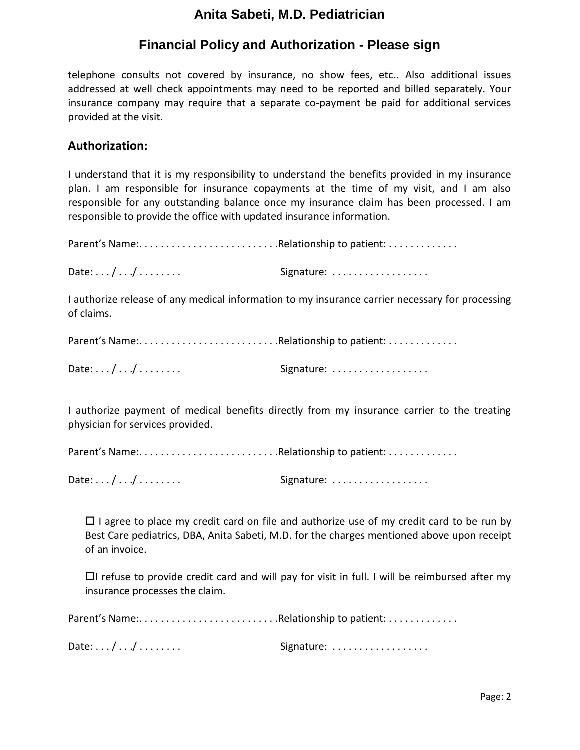telephone consults not covered by insurance, no show fees, etc.. Also additional issues addressed at well check appointments may need to be reported and billed separately. Your insurance company may require that a separate co-payment be paid for additional services provided at the visit.

## Authorization:

I understand that it is my responsibility to understand the benefits provided in my insurance plan. I am responsible for insurance copayments at the time of my visit, and I am also responsible for any outstanding balance once my insurance claim has been processed. I am responsible to provide the office with updated insurance information.

Parent's Name:. . . . . . . . . . . . . . . . . . . . . . . . .Relationship to patient: . . . . . . . . . . . . .

Date: . . . / . . ./ . . . . . . . .     Signature: . . . . . . . . . . . . . . . . . .

I authorize release of any medical information to my insurance carrier necessary for processing of claims.

Parent's Name:. . . . . . . . . . . . . . . . . . . . . . . . .Relationship to patient: . . . . . . . . . . . . .

Date: . . . / . . ./ . . . . . . . .     Signature: . . . . . . . . . . . . . . . . . .

I authorize payment of medical benefits directly from my insurance carrier to the treating physician for services provided.

Parent's Name:. . . . . . . . . . . . . . . . . . . . . . . . .Relationship to patient: . . . . . . . . . . . . .

Date: . . . / . . ./ . . . . . . . .     Signature: . . . . . . . . . . . . . . . . . .

- ☐ I agree to place my credit card on file and authorize use of my credit card to be run by Best Care pediatrics, DBA, Anita Sabeti, M.D. for the charges mentioned above upon receipt of an invoice.

- ☐I refuse to provide credit card and will pay for visit in full. I will be reimbursed after my insurance processes the claim.

Parent's Name:. . . . . . . . . . . . . . . . . . . . . . . . .Relationship to patient: . . . . . . . . . . . . .

Date: . . . / . . ./ . . . . . . . .     Signature: . . . . . . . . . . . . . . . . . .